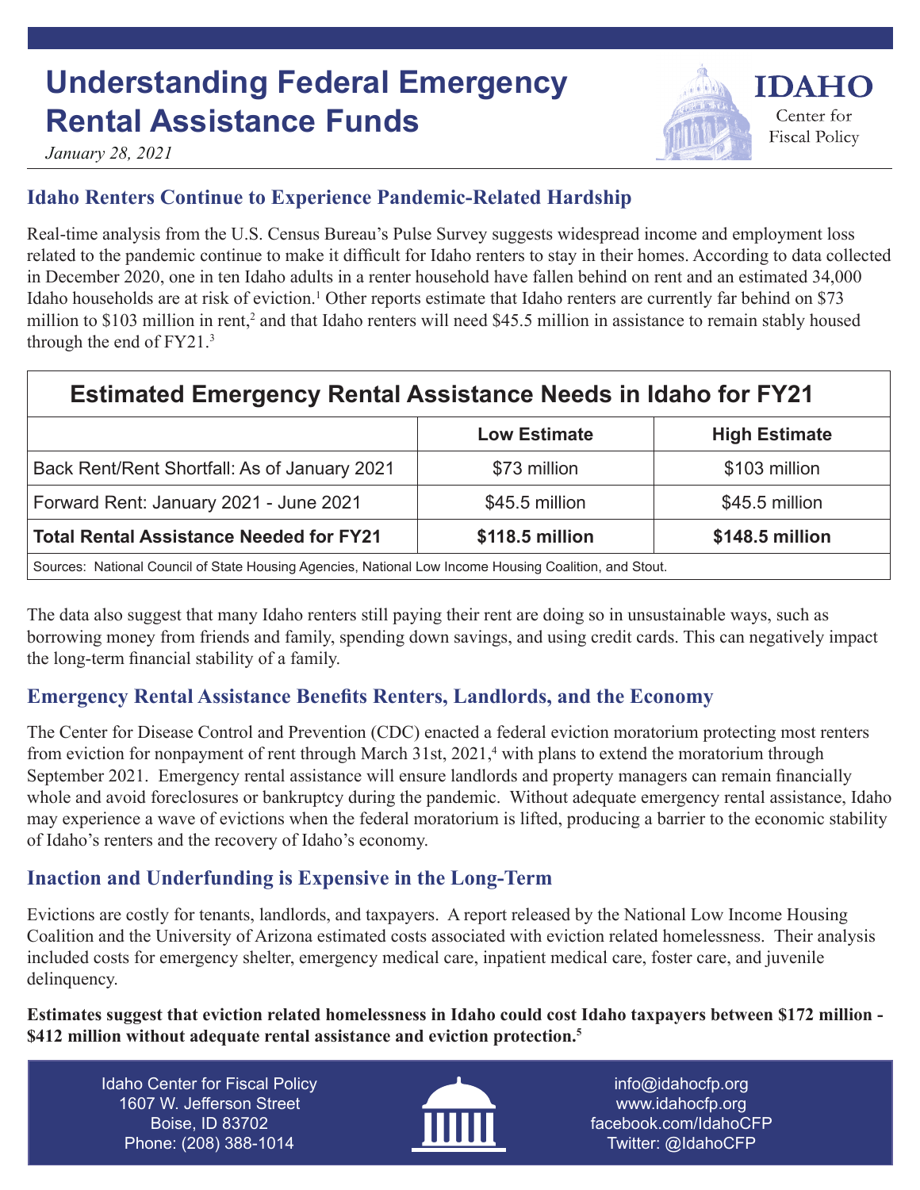# Understanding Federal Emergency Rental Assistance Funds

*January 28, 2021*

IDAHO Center for Fiscal Policy

## Idaho Renters Continue to Experience Pandemic-Related Hardship

Real-time analysis from the U.S. Census Bureau's Pulse Survey suggests widespread income and employment loss related to the pandemic continue to make it difficult for Idaho renters to stay in their homes. According to data collected in December 2020, one in ten Idaho adults in a renter household have fallen behind on rent and an estimated 34,000 Idaho households are at risk of eviction.[1] Other reports estimate that Idaho renters are currently far behind on $73 million to $103 million in rent,[2] and that Idaho renters will need $45.5 million in assistance to remain stably housed through the end of FY21.[3]

| Estimated Emergency Rental Assistance Needs in Idaho for FY21 | | |
|---|---|---|
| | **Low Estimate** | **High Estimate** |
| Back Rent/Rent Shortfall: As of January 2021 | $73 million | $103 million |
| Forward Rent: January 2021 - June 2021 | $45.5 million | $45.5 million |
| **Total Rental Assistance Needed for FY21** | **$118.5 million** | **$148.5 million** |

Sources: National Council of State Housing Agencies, National Low Income Housing Coalition, and Stout.

The data also suggest that many Idaho renters still paying their rent are doing so in unsustainable ways, such as borrowing money from friends and family, spending down savings, and using credit cards. This can negatively impact the long-term financial stability of a family.

## Emergency Rental Assistance Benefits Renters, Landlords, and the Economy

The Center for Disease Control and Prevention (CDC) enacted a federal eviction moratorium protecting most renters from eviction for nonpayment of rent through March 31st, 2021,[4] with plans to extend the moratorium through September 2021. Emergency rental assistance will ensure landlords and property managers can remain financially whole and avoid foreclosures or bankruptcy during the pandemic. Without adequate emergency rental assistance, Idaho may experience a wave of evictions when the federal moratorium is lifted, producing a barrier to the economic stability of Idaho's renters and the recovery of Idaho's economy.

## Inaction and Underfunding is Expensive in the Long-Term

Evictions are costly for tenants, landlords, and taxpayers. A report released by the National Low Income Housing Coalition and the University of Arizona estimated costs associated with eviction related homelessness. Their analysis included costs for emergency shelter, emergency medical care, inpatient medical care, foster care, and juvenile delinquency.

**Estimates suggest that eviction related homelessness in Idaho could cost Idaho taxpayers between $172 million - $412 million without adequate rental assistance and eviction protection.[5]**

Idaho Center for Fiscal Policy
1607 W. Jefferson Street
Boise, ID 83702
Phone: (208) 388-1014

info@idahocfp.org
www.idahocfp.org
facebook.com/IdahoCFP
Twitter: @IdahoCFP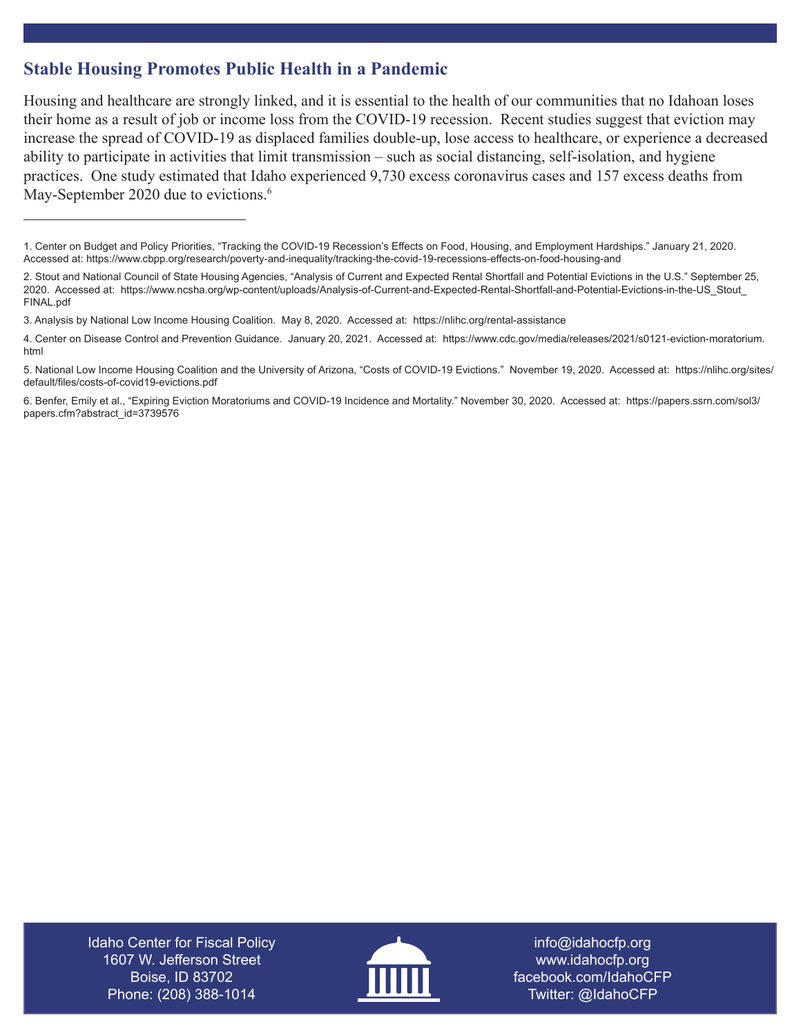## Stable Housing Promotes Public Health in a Pandemic

Housing and healthcare are strongly linked, and it is essential to the health of our communities that no Idahoan loses their home as a result of job or income loss from the COVID-19 recession. Recent studies suggest that eviction may increase the spread of COVID-19 as displaced families double-up, lose access to healthcare, or experience a decreased ability to participate in activities that limit transmission – such as social distancing, self-isolation, and hygiene practices. One study estimated that Idaho experienced 9,730 excess coronavirus cases and 157 excess deaths from May-September 2020 due to evictions.[6]

---

1. Center on Budget and Policy Priorities, "Tracking the COVID-19 Recession's Effects on Food, Housing, and Employment Hardships." January 21, 2020. Accessed at: https://www.cbpp.org/research/poverty-and-inequality/tracking-the-covid-19-recessions-effects-on-food-housing-and

2. Stout and National Council of State Housing Agencies, "Analysis of Current and Expected Rental Shortfall and Potential Evictions in the U.S." September 25, 2020. Accessed at: https://www.ncsha.org/wp-content/uploads/Analysis-of-Current-and-Expected-Rental-Shortfall-and-Potential-Evictions-in-the-US_Stout_FINAL.pdf

3. Analysis by National Low Income Housing Coalition. May 8, 2020. Accessed at: https://nlihc.org/rental-assistance

4. Center on Disease Control and Prevention Guidance. January 20, 2021. Accessed at: https://www.cdc.gov/media/releases/2021/s0121-eviction-moratorium.html

5. National Low Income Housing Coalition and the University of Arizona, "Costs of COVID-19 Evictions." November 19, 2020. Accessed at: https://nlihc.org/sites/default/files/costs-of-covid19-evictions.pdf

6. Benfer, Emily et al., "Expiring Eviction Moratoriums and COVID-19 Incidence and Mortality." November 30, 2020. Accessed at: https://papers.ssrn.com/sol3/papers.cfm?abstract_id=3739576

Idaho Center for Fiscal Policy
1607 W. Jefferson Street
Boise, ID 83702
Phone: (208) 388-1014

info@idahocfp.org
www.idahocfp.org
facebook.com/IdahoCFP
Twitter: @IdahoCFP